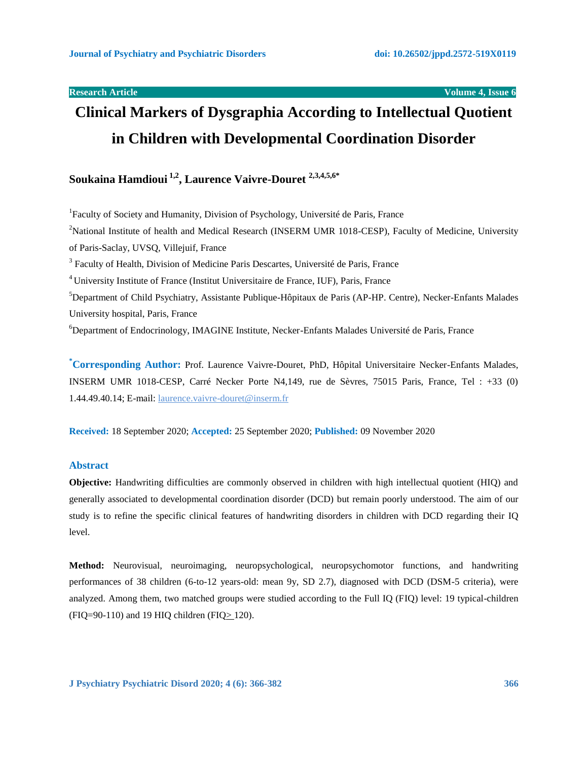Research Article

# Clinical Markers of Dysgraphia According to Intellectual Quotient in Children with Developmental Coordination Disorder

**Soukaina Hamdioui [1,2], Laurence Vaivre-Douret [2,3,4,5,6*]**

[1]Faculty of Society and Humanity, Division of Psychology, Université de Paris, France

[2]National Institute of health and Medical Research (INSERM UMR 1018-CESP), Faculty of Medicine, University of Paris-Saclay, UVSQ, Villejuif, France

[3] Faculty of Health, Division of Medicine Paris Descartes, Université de Paris, France

[4] University Institute of France (Institut Universitaire de France, IUF), Paris, France

[5]Department of Child Psychiatry, Assistante Publique-Hôpitaux de Paris (AP-HP. Centre), Necker-Enfants Malades University hospital, Paris, France

[6]Department of Endocrinology, IMAGINE Institute, Necker-Enfants Malades Université de Paris, France

**[*]Corresponding Author:** Prof. Laurence Vaivre-Douret, PhD, Hôpital Universitaire Necker-Enfants Malades, INSERM UMR 1018-CESP, Carré Necker Porte N4,149, rue de Sèvres, 75015 Paris, France, Tel : +33 (0) 1.44.49.40.14; E-mail: laurence.vaivre-douret@inserm.fr

**Received:** 18 September 2020; **Accepted:** 25 September 2020; **Published:** 09 November 2020

## Abstract

**Objective:** Handwriting difficulties are commonly observed in children with high intellectual quotient (HIQ) and generally associated to developmental coordination disorder (DCD) but remain poorly understood. The aim of our study is to refine the specific clinical features of handwriting disorders in children with DCD regarding their IQ level.

**Method:** Neurovisual, neuroimaging, neuropsychological, neuropsychomotor functions, and handwriting performances of 38 children (6-to-12 years-old: mean 9y, SD 2.7), diagnosed with DCD (DSM-5 criteria), were analyzed. Among them, two matched groups were studied according to the Full IQ (FIQ) level: 19 typical-children (FIQ=90-110) and 19 HIQ children (FIQ≥120).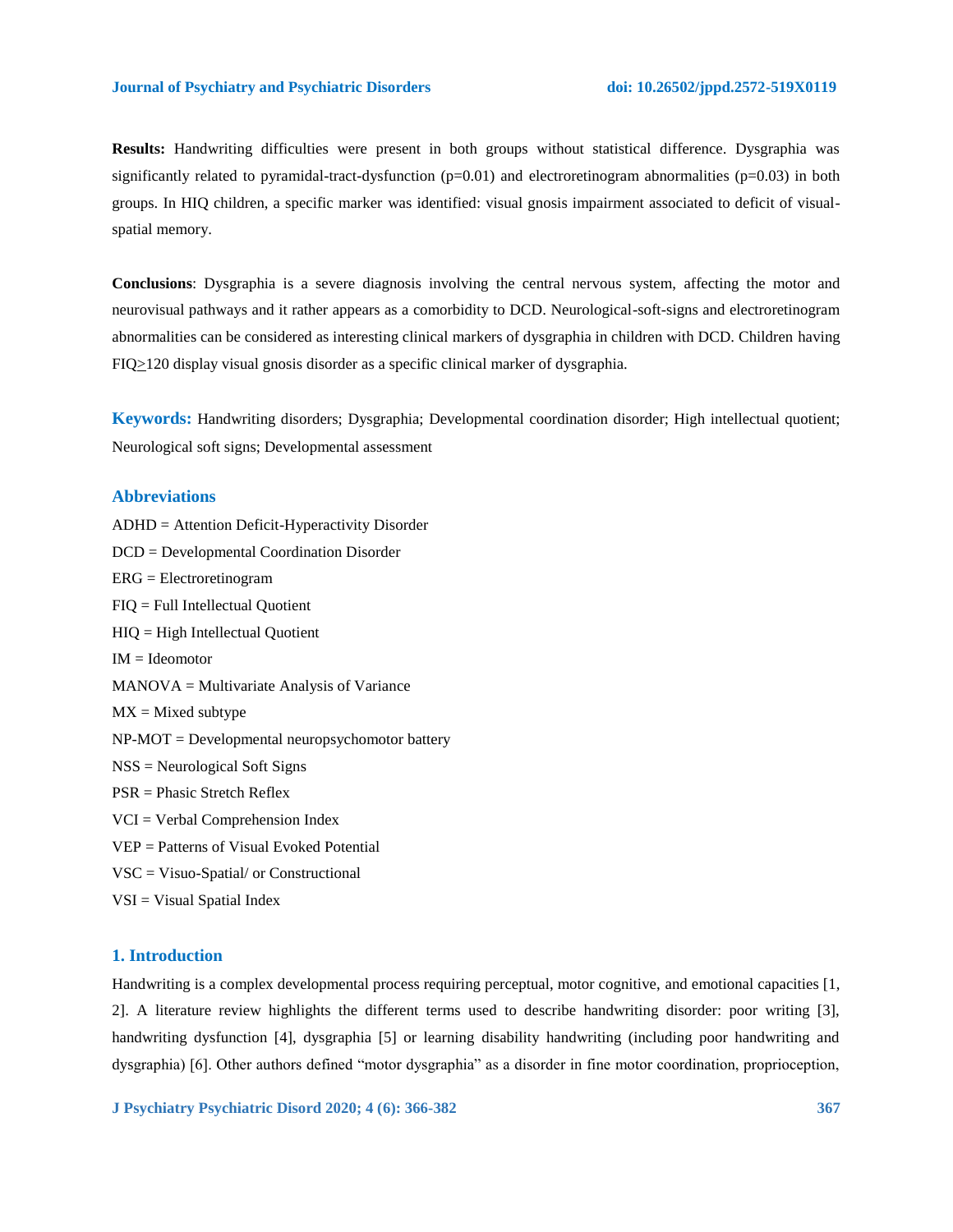**Results:** Handwriting difficulties were present in both groups without statistical difference. Dysgraphia was significantly related to pyramidal-tract-dysfunction ($p=0.01$) and electroretinogram abnormalities ($p=0.03$) in both groups. In HIQ children, a specific marker was identified: visual gnosis impairment associated to deficit of visual-spatial memory.

**Conclusions**: Dysgraphia is a severe diagnosis involving the central nervous system, affecting the motor and neurovisual pathways and it rather appears as a comorbidity to DCD. Neurological-soft-signs and electroretinogram abnormalities can be considered as interesting clinical markers of dysgraphia in children with DCD. Children having FIQ≥120 display visual gnosis disorder as a specific clinical marker of dysgraphia.

**Keywords:** Handwriting disorders; Dysgraphia; Developmental coordination disorder; High intellectual quotient; Neurological soft signs; Developmental assessment

## Abbreviations

ADHD = Attention Deficit-Hyperactivity Disorder
DCD = Developmental Coordination Disorder
ERG = Electroretinogram
FIQ = Full Intellectual Quotient
HIQ = High Intellectual Quotient
IM = Ideomotor
MANOVA = Multivariate Analysis of Variance
MX = Mixed subtype
NP-MOT = Developmental neuropsychomotor battery
NSS = Neurological Soft Signs
PSR = Phasic Stretch Reflex
VCI = Verbal Comprehension Index
VEP = Patterns of Visual Evoked Potential
VSC = Visuo-Spatial/ or Constructional
VSI = Visual Spatial Index

## 1. Introduction

Handwriting is a complex developmental process requiring perceptual, motor cognitive, and emotional capacities [1, 2]. A literature review highlights the different terms used to describe handwriting disorder: poor writing [3], handwriting dysfunction [4], dysgraphia [5] or learning disability handwriting (including poor handwriting and dysgraphia) [6]. Other authors defined "motor dysgraphia" as a disorder in fine motor coordination, proprioception,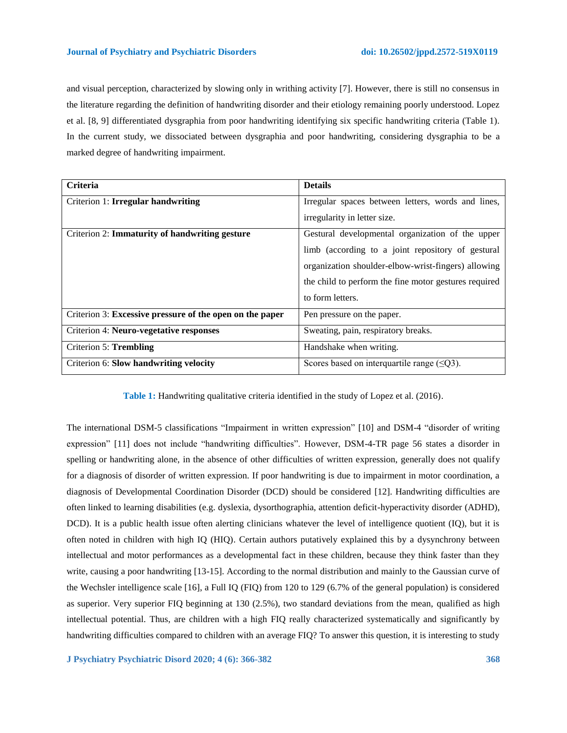and visual perception, characterized by slowing only in writhing activity [7]. However, there is still no consensus in the literature regarding the definition of handwriting disorder and their etiology remaining poorly understood. Lopez et al. [8, 9] differentiated dysgraphia from poor handwriting identifying six specific handwriting criteria (Table 1). In the current study, we dissociated between dysgraphia and poor handwriting, considering dysgraphia to be a marked degree of handwriting impairment.

| Criteria | Details |
|---|---|
| Criterion 1: **Irregular handwriting** | Irregular spaces between letters, words and lines, irregularity in letter size. |
| Criterion 2: **Immaturity of handwriting gesture** | Gestural developmental organization of the upper limb (according to a joint repository of gestural organization shoulder-elbow-wrist-fingers) allowing the child to perform the fine motor gestures required to form letters. |
| Criterion 3: **Excessive pressure of the open on the paper** | Pen pressure on the paper. |
| Criterion 4: **Neuro-vegetative responses** | Sweating, pain, respiratory breaks. |
| Criterion 5: **Trembling** | Handshake when writing. |
| Criterion 6: **Slow handwriting velocity** | Scores based on interquartile range (≤Q3). |

**Table 1:** Handwriting qualitative criteria identified in the study of Lopez et al. (2016).

The international DSM-5 classifications "Impairment in written expression" [10] and DSM-4 "disorder of writing expression" [11] does not include "handwriting difficulties". However, DSM-4-TR page 56 states a disorder in spelling or handwriting alone, in the absence of other difficulties of written expression, generally does not qualify for a diagnosis of disorder of written expression. If poor handwriting is due to impairment in motor coordination, a diagnosis of Developmental Coordination Disorder (DCD) should be considered [12]. Handwriting difficulties are often linked to learning disabilities (e.g. dyslexia, dysorthographia, attention deficit-hyperactivity disorder (ADHD), DCD). It is a public health issue often alerting clinicians whatever the level of intelligence quotient (IQ), but it is often noted in children with high IQ (HIQ). Certain authors putatively explained this by a dysynchrony between intellectual and motor performances as a developmental fact in these children, because they think faster than they write, causing a poor handwriting [13-15]. According to the normal distribution and mainly to the Gaussian curve of the Wechsler intelligence scale [16], a Full IQ (FIQ) from 120 to 129 (6.7% of the general population) is considered as superior. Very superior FIQ beginning at 130 (2.5%), two standard deviations from the mean, qualified as high intellectual potential. Thus, are children with a high FIQ really characterized systematically and significantly by handwriting difficulties compared to children with an average FIQ? To answer this question, it is interesting to study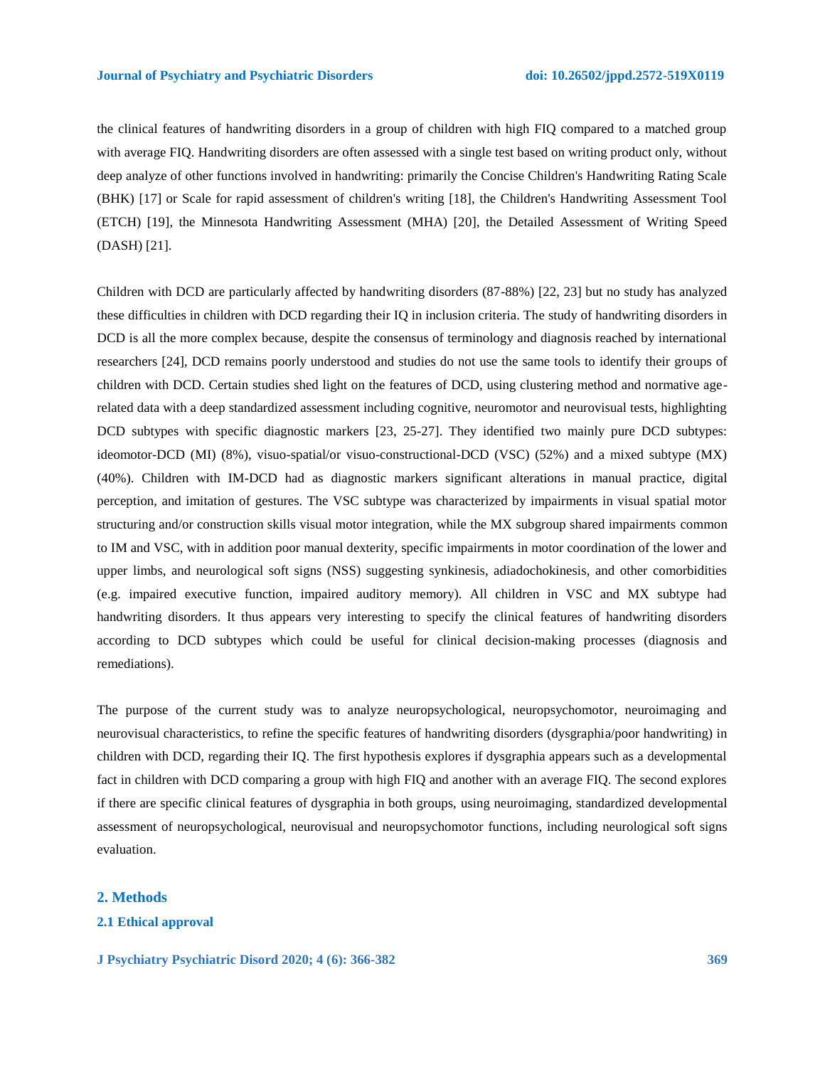the clinical features of handwriting disorders in a group of children with high FIQ compared to a matched group with average FIQ. Handwriting disorders are often assessed with a single test based on writing product only, without deep analyze of other functions involved in handwriting: primarily the Concise Children's Handwriting Rating Scale (BHK) [17] or Scale for rapid assessment of children's writing [18], the Children's Handwriting Assessment Tool (ETCH) [19], the Minnesota Handwriting Assessment (MHA) [20], the Detailed Assessment of Writing Speed (DASH) [21].

Children with DCD are particularly affected by handwriting disorders (87-88%) [22, 23] but no study has analyzed these difficulties in children with DCD regarding their IQ in inclusion criteria. The study of handwriting disorders in DCD is all the more complex because, despite the consensus of terminology and diagnosis reached by international researchers [24], DCD remains poorly understood and studies do not use the same tools to identify their groups of children with DCD. Certain studies shed light on the features of DCD, using clustering method and normative age-related data with a deep standardized assessment including cognitive, neuromotor and neurovisual tests, highlighting DCD subtypes with specific diagnostic markers [23, 25-27]. They identified two mainly pure DCD subtypes: ideomotor-DCD (MI) (8%), visuo-spatial/or visuo-constructional-DCD (VSC) (52%) and a mixed subtype (MX) (40%). Children with IM-DCD had as diagnostic markers significant alterations in manual practice, digital perception, and imitation of gestures. The VSC subtype was characterized by impairments in visual spatial motor structuring and/or construction skills visual motor integration, while the MX subgroup shared impairments common to IM and VSC, with in addition poor manual dexterity, specific impairments in motor coordination of the lower and upper limbs, and neurological soft signs (NSS) suggesting synkinesis, adiadochokinesis, and other comorbidities (e.g. impaired executive function, impaired auditory memory). All children in VSC and MX subtype had handwriting disorders. It thus appears very interesting to specify the clinical features of handwriting disorders according to DCD subtypes which could be useful for clinical decision-making processes (diagnosis and remediations).

The purpose of the current study was to analyze neuropsychological, neuropsychomotor, neuroimaging and neurovisual characteristics, to refine the specific features of handwriting disorders (dysgraphia/poor handwriting) in children with DCD, regarding their IQ. The first hypothesis explores if dysgraphia appears such as a developmental fact in children with DCD comparing a group with high FIQ and another with an average FIQ. The second explores if there are specific clinical features of dysgraphia in both groups, using neuroimaging, standardized developmental assessment of neuropsychological, neurovisual and neuropsychomotor functions, including neurological soft signs evaluation.

## 2. Methods

### 2.1 Ethical approval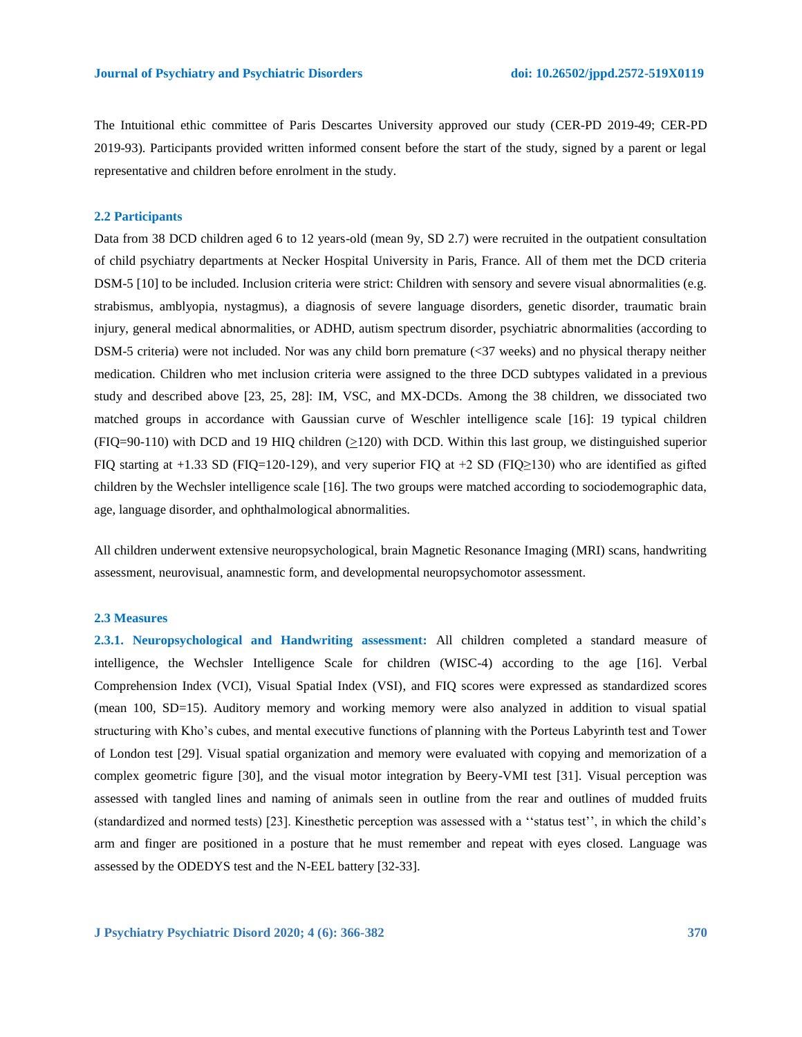The Intuitional ethic committee of Paris Descartes University approved our study (CER-PD 2019-49; CER-PD 2019-93). Participants provided written informed consent before the start of the study, signed by a parent or legal representative and children before enrolment in the study.

### 2.2 Participants

Data from 38 DCD children aged 6 to 12 years-old (mean 9y, SD 2.7) were recruited in the outpatient consultation of child psychiatry departments at Necker Hospital University in Paris, France. All of them met the DCD criteria DSM-5 [10] to be included. Inclusion criteria were strict: Children with sensory and severe visual abnormalities (e.g. strabismus, amblyopia, nystagmus), a diagnosis of severe language disorders, genetic disorder, traumatic brain injury, general medical abnormalities, or ADHD, autism spectrum disorder, psychiatric abnormalities (according to DSM-5 criteria) were not included. Nor was any child born premature (<37 weeks) and no physical therapy neither medication. Children who met inclusion criteria were assigned to the three DCD subtypes validated in a previous study and described above [23, 25, 28]: IM, VSC, and MX-DCDs. Among the 38 children, we dissociated two matched groups in accordance with Gaussian curve of Weschler intelligence scale [16]: 19 typical children (FIQ=90-110) with DCD and 19 HIQ children (≥120) with DCD. Within this last group, we distinguished superior FIQ starting at +1.33 SD (FIQ=120-129), and very superior FIQ at +2 SD (FIQ≥130) who are identified as gifted children by the Wechsler intelligence scale [16]. The two groups were matched according to sociodemographic data, age, language disorder, and ophthalmological abnormalities.

All children underwent extensive neuropsychological, brain Magnetic Resonance Imaging (MRI) scans, handwriting assessment, neurovisual, anamnestic form, and developmental neuropsychomotor assessment.

### 2.3 Measures

**2.3.1. Neuropsychological and Handwriting assessment:** All children completed a standard measure of intelligence, the Wechsler Intelligence Scale for children (WISC-4) according to the age [16]. Verbal Comprehension Index (VCI), Visual Spatial Index (VSI), and FIQ scores were expressed as standardized scores (mean 100, SD=15). Auditory memory and working memory were also analyzed in addition to visual spatial structuring with Kho's cubes, and mental executive functions of planning with the Porteus Labyrinth test and Tower of London test [29]. Visual spatial organization and memory were evaluated with copying and memorization of a complex geometric figure [30], and the visual motor integration by Beery-VMI test [31]. Visual perception was assessed with tangled lines and naming of animals seen in outline from the rear and outlines of mudded fruits (standardized and normed tests) [23]. Kinesthetic perception was assessed with a ''status test'', in which the child's arm and finger are positioned in a posture that he must remember and repeat with eyes closed. Language was assessed by the ODEDYS test and the N-EEL battery [32-33].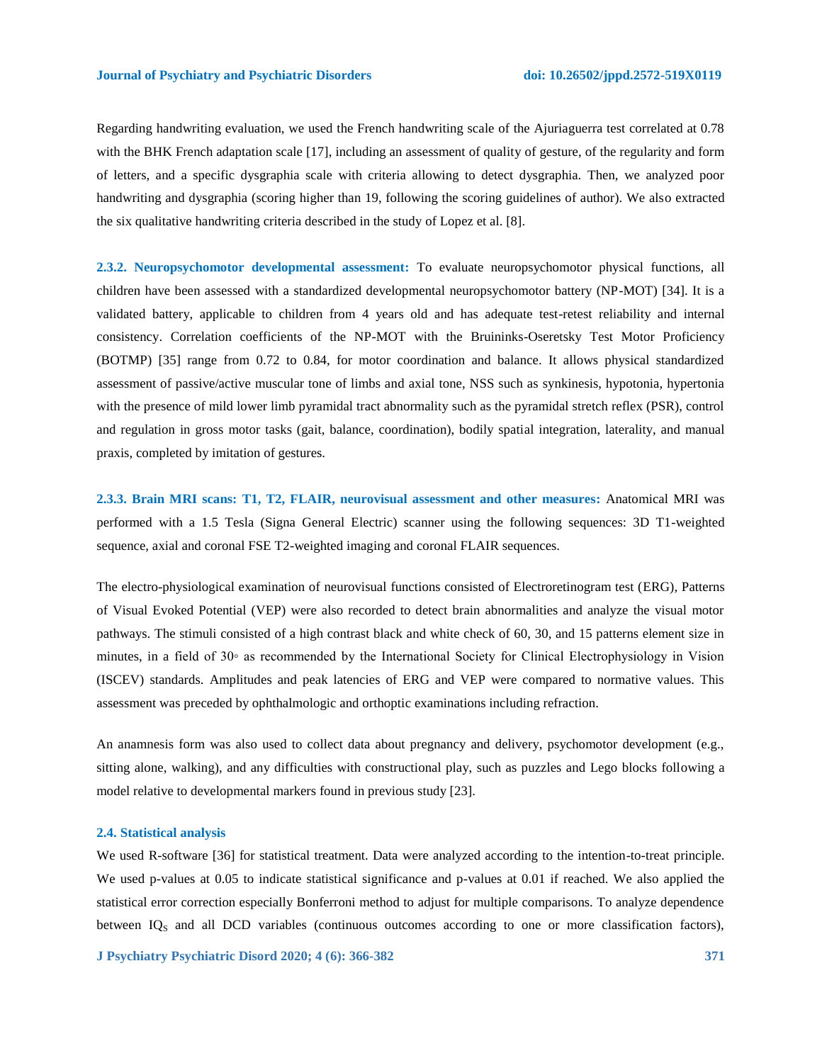Regarding handwriting evaluation, we used the French handwriting scale of the Ajuriaguerra test correlated at 0.78 with the BHK French adaptation scale [17], including an assessment of quality of gesture, of the regularity and form of letters, and a specific dysgraphia scale with criteria allowing to detect dysgraphia. Then, we analyzed poor handwriting and dysgraphia (scoring higher than 19, following the scoring guidelines of author). We also extracted the six qualitative handwriting criteria described in the study of Lopez et al. [8].

**2.3.2. Neuropsychomotor developmental assessment:** To evaluate neuropsychomotor physical functions, all children have been assessed with a standardized developmental neuropsychomotor battery (NP-MOT) [34]. It is a validated battery, applicable to children from 4 years old and has adequate test-retest reliability and internal consistency. Correlation coefficients of the NP-MOT with the Bruininks-Oseretsky Test Motor Proficiency (BOTMP) [35] range from 0.72 to 0.84, for motor coordination and balance. It allows physical standardized assessment of passive/active muscular tone of limbs and axial tone, NSS such as synkinesis, hypotonia, hypertonia with the presence of mild lower limb pyramidal tract abnormality such as the pyramidal stretch reflex (PSR), control and regulation in gross motor tasks (gait, balance, coordination), bodily spatial integration, laterality, and manual praxis, completed by imitation of gestures.

**2.3.3. Brain MRI scans: T1, T2, FLAIR, neurovisual assessment and other measures:** Anatomical MRI was performed with a 1.5 Tesla (Signa General Electric) scanner using the following sequences: 3D T1-weighted sequence, axial and coronal FSE T2-weighted imaging and coronal FLAIR sequences.

The electro-physiological examination of neurovisual functions consisted of Electroretinogram test (ERG), Patterns of Visual Evoked Potential (VEP) were also recorded to detect brain abnormalities and analyze the visual motor pathways. The stimuli consisted of a high contrast black and white check of 60, 30, and 15 patterns element size in minutes, in a field of 30◦ as recommended by the International Society for Clinical Electrophysiology in Vision (ISCEV) standards. Amplitudes and peak latencies of ERG and VEP were compared to normative values. This assessment was preceded by ophthalmologic and orthoptic examinations including refraction.

An anamnesis form was also used to collect data about pregnancy and delivery, psychomotor development (e.g., sitting alone, walking), and any difficulties with constructional play, such as puzzles and Lego blocks following a model relative to developmental markers found in previous study [23].

### 2.4. Statistical analysis

We used R-software [36] for statistical treatment. Data were analyzed according to the intention-to-treat principle. We used p-values at 0.05 to indicate statistical significance and p-values at 0.01 if reached. We also applied the statistical error correction especially Bonferroni method to adjust for multiple comparisons. To analyze dependence between $IQ_S$ and all DCD variables (continuous outcomes according to one or more classification factors),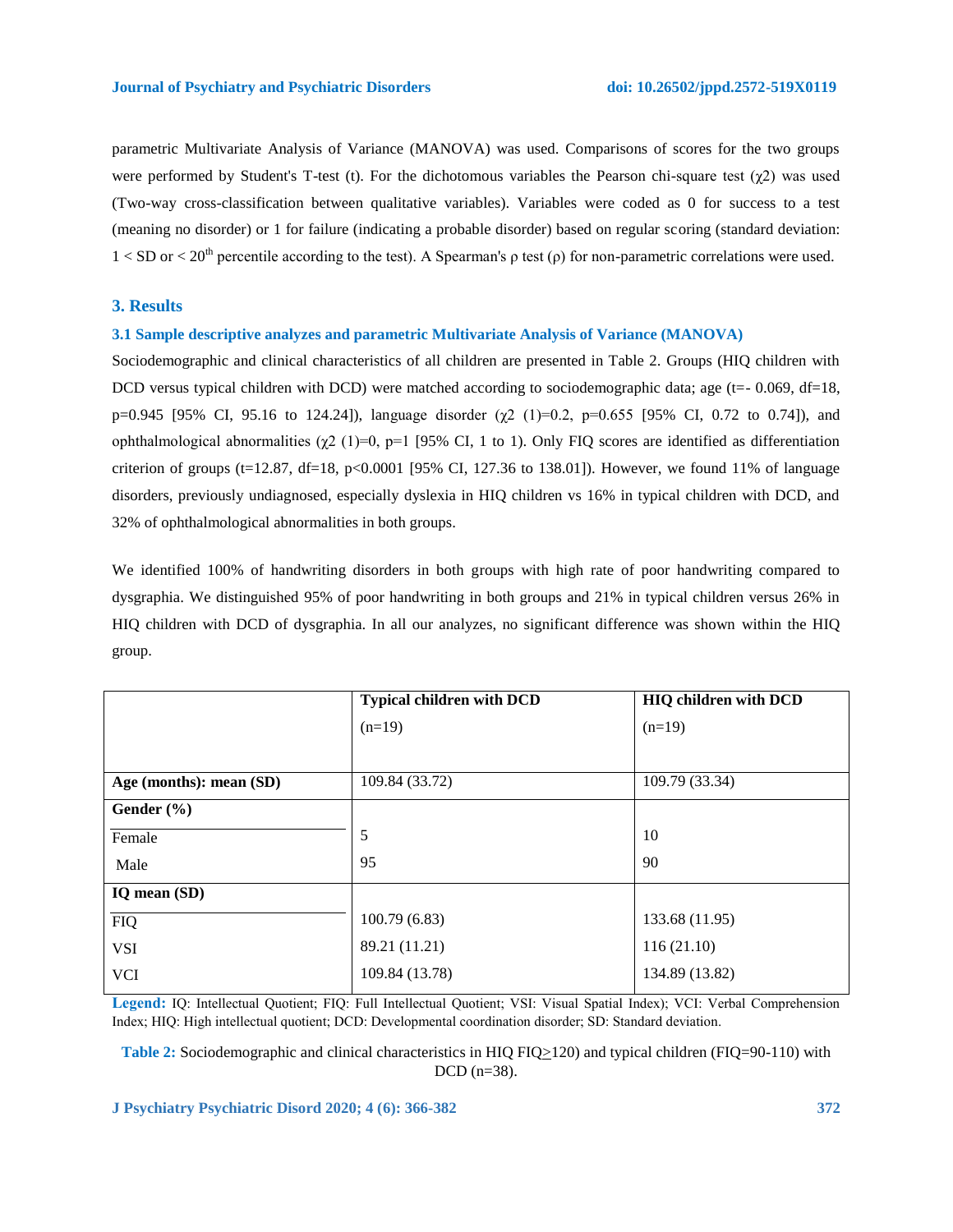parametric Multivariate Analysis of Variance (MANOVA) was used. Comparisons of scores for the two groups were performed by Student's T-test (t). For the dichotomous variables the Pearson chi-square test ($\chi 2$) was used (Two-way cross-classification between qualitative variables). Variables were coded as 0 for success to a test (meaning no disorder) or 1 for failure (indicating a probable disorder) based on regular scoring (standard deviation: 1 < SD or < 20th percentile according to the test). A Spearman's ρ test (ρ) for non-parametric correlations were used.

## 3. Results

### 3.1 Sample descriptive analyzes and parametric Multivariate Analysis of Variance (MANOVA)

Sociodemographic and clinical characteristics of all children are presented in Table 2. Groups (HIQ children with DCD versus typical children with DCD) were matched according to sociodemographic data; age ($t=-0.069$, $df=18$, $p=0.945$ [95% CI, 95.16 to 124.24]), language disorder ($\chi 2$ (1)=0.2, $p=0.655$ [95% CI, 0.72 to 0.74]), and ophthalmological abnormalities ($\chi 2$ (1)=0, $p=1$ [95% CI, 1 to 1). Only FIQ scores are identified as differentiation criterion of groups ($t=12.87$, $df=18$, $p<0.0001$ [95% CI, 127.36 to 138.01]). However, we found 11% of language disorders, previously undiagnosed, especially dyslexia in HIQ children vs 16% in typical children with DCD, and 32% of ophthalmological abnormalities in both groups.

We identified 100% of handwriting disorders in both groups with high rate of poor handwriting compared to dysgraphia. We distinguished 95% of poor handwriting in both groups and 21% in typical children versus 26% in HIQ children with DCD of dysgraphia. In all our analyzes, no significant difference was shown within the HIQ group.

| | Typical children with DCD (n=19) | HIQ children with DCD (n=19) |
|---|---|---|
| **Age (months): mean (SD)** | 109.84 (33.72) | 109.79 (33.34) |
| **Gender (%)** | | |
| Female | 5 | 10 |
| Male | 95 | 90 |
| **IQ mean (SD)** | | |
| FIQ | 100.79 (6.83) | 133.68 (11.95) |
| VSI | 89.21 (11.21) | 116 (21.10) |
| VCI | 109.84 (13.78) | 134.89 (13.82) |

**Legend:** IQ: Intellectual Quotient; FIQ: Full Intellectual Quotient; VSI: Visual Spatial Index); VCI: Verbal Comprehension Index; HIQ: High intellectual quotient; DCD: Developmental coordination disorder; SD: Standard deviation.

**Table 2:** Sociodemographic and clinical characteristics in HIQ FIQ≥120) and typical children (FIQ=90-110) with DCD (n=38).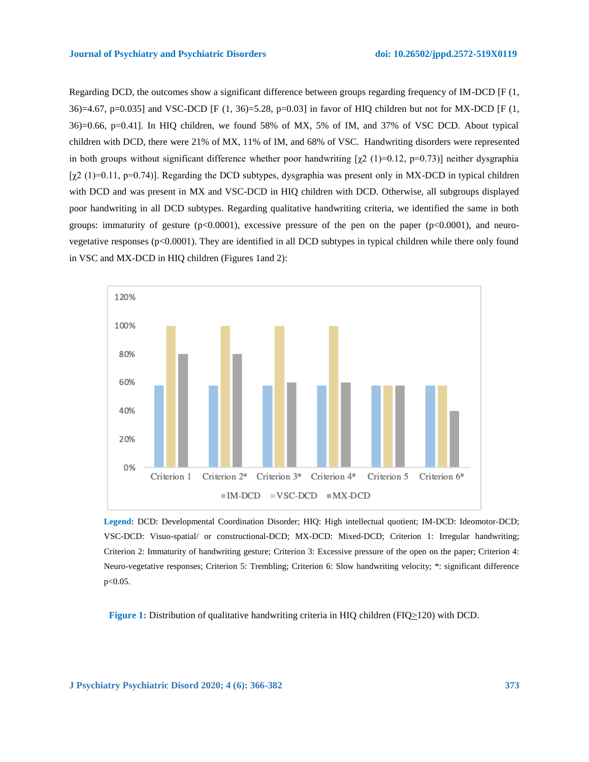Regarding DCD, the outcomes show a significant difference between groups regarding frequency of IM-DCD [$F(1, 36)=4.67$, $p=0.035$] and VSC-DCD [$F(1, 36)=5.28$, $p=0.03$] in favor of HIQ children but not for MX-DCD [$F(1, 36)=0.66$, $p=0.41$]. In HIQ children, we found 58% of MX, 5% of IM, and 37% of VSC DCD. About typical children with DCD, there were 21% of MX, 11% of IM, and 68% of VSC. Handwriting disorders were represented in both groups without significant difference whether poor handwriting [$\chi2\ (1)=0.12$, $p=0.73$)] neither dysgraphia [$\chi2\ (1)=0.11$, $p=0.74$)]. Regarding the DCD subtypes, dysgraphia was present only in MX-DCD in typical children with DCD and was present in MX and VSC-DCD in HIQ children with DCD. Otherwise, all subgroups displayed poor handwriting in all DCD subtypes. Regarding qualitative handwriting criteria, we identified the same in both groups: immaturity of gesture ($p<0.0001$), excessive pressure of the pen on the paper ($p<0.0001$), and neuro-vegetative responses ($p<0.0001$). They are identified in all DCD subtypes in typical children while there only found in VSC and MX-DCD in HIQ children (Figures 1and 2):

| | IM-DCD | VSC-DCD | MX-DCD |
|---|---|---|---|
| Criterion 1 | 58% | 100% | 80% |
| Criterion 2* | 58% | 100% | 80% |
| Criterion 3* | 58% | 100% | 60% |
| Criterion 4* | 58% | 100% | 60% |
| Criterion 5 | 58% | 58% | 58% |
| Criterion 6* | 58% | 58% | 40% |

**Legend:** DCD: Developmental Coordination Disorder; HIQ: High intellectual quotient; IM-DCD: Ideomotor-DCD; VSC-DCD: Visuo-spatial/ or constructional-DCD; MX-DCD: Mixed-DCD; Criterion 1: Irregular handwriting; Criterion 2: Immaturity of handwriting gesture; Criterion 3: Excessive pressure of the open on the paper; Criterion 4: Neuro-vegetative responses; Criterion 5: Trembling; Criterion 6: Slow handwriting velocity; *: significant difference $p<0.05$.

**Figure 1:** Distribution of qualitative handwriting criteria in HIQ children (FIQ≥120) with DCD.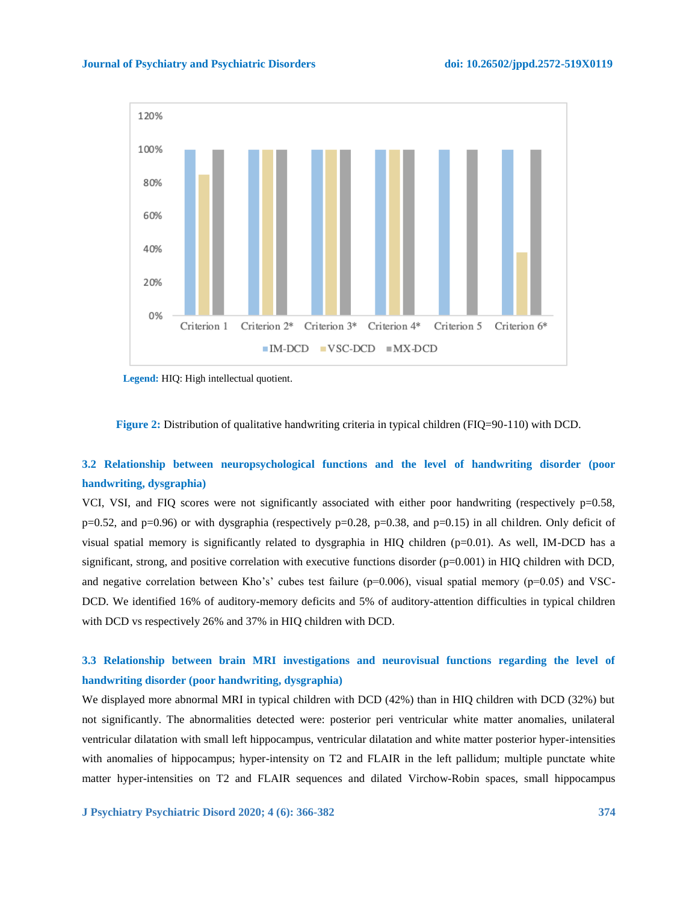Legend: HIQ: High intellectual quotient.

**Figure 2:** Distribution of qualitative handwriting criteria in typical children (FIQ=90-110) with DCD.

### 3.2 Relationship between neuropsychological functions and the level of handwriting disorder (poor handwriting, dysgraphia)

VCI, VSI, and FIQ scores were not significantly associated with either poor handwriting (respectively p=0.58, p=0.52, and p=0.96) or with dysgraphia (respectively p=0.28, p=0.38, and p=0.15) in all children. Only deficit of visual spatial memory is significantly related to dysgraphia in HIQ children (p=0.01). As well, IM-DCD has a significant, strong, and positive correlation with executive functions disorder (p=0.001) in HIQ children with DCD, and negative correlation between Kho's' cubes test failure (p=0.006), visual spatial memory (p=0.05) and VSC-DCD. We identified 16% of auditory-memory deficits and 5% of auditory-attention difficulties in typical children with DCD vs respectively 26% and 37% in HIQ children with DCD.

### 3.3 Relationship between brain MRI investigations and neurovisual functions regarding the level of handwriting disorder (poor handwriting, dysgraphia)

We displayed more abnormal MRI in typical children with DCD (42%) than in HIQ children with DCD (32%) but not significantly. The abnormalities detected were: posterior peri ventricular white matter anomalies, unilateral ventricular dilatation with small left hippocampus, ventricular dilatation and white matter posterior hyper-intensities with anomalies of hippocampus; hyper-intensity on T2 and FLAIR in the left pallidum; multiple punctate white matter hyper-intensities on T2 and FLAIR sequences and dilated Virchow-Robin spaces, small hippocampus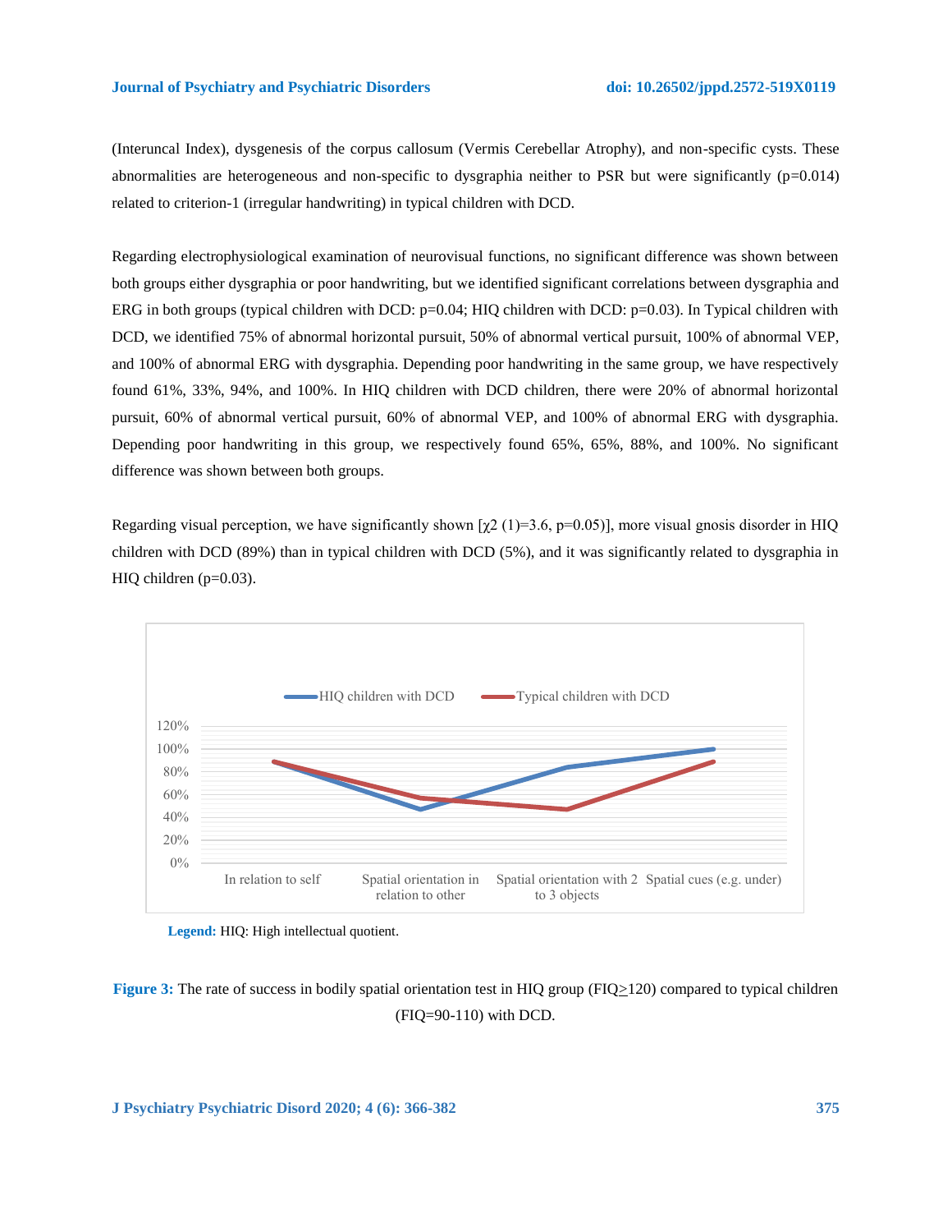(Interuncal Index), dysgenesis of the corpus callosum (Vermis Cerebellar Atrophy), and non-specific cysts. These abnormalities are heterogeneous and non-specific to dysgraphia neither to PSR but were significantly ($p=0.014$) related to criterion-1 (irregular handwriting) in typical children with DCD.

Regarding electrophysiological examination of neurovisual functions, no significant difference was shown between both groups either dysgraphia or poor handwriting, but we identified significant correlations between dysgraphia and ERG in both groups (typical children with DCD: $p=0.04$; HIQ children with DCD: $p=0.03$). In Typical children with DCD, we identified 75% of abnormal horizontal pursuit, 50% of abnormal vertical pursuit, 100% of abnormal VEP, and 100% of abnormal ERG with dysgraphia. Depending poor handwriting in the same group, we have respectively found 61%, 33%, 94%, and 100%. In HIQ children with DCD children, there were 20% of abnormal horizontal pursuit, 60% of abnormal vertical pursuit, 60% of abnormal VEP, and 100% of abnormal ERG with dysgraphia. Depending poor handwriting in this group, we respectively found 65%, 65%, 88%, and 100%. No significant difference was shown between both groups.

Regarding visual perception, we have significantly shown [$\chi 2\ (1)=3.6$, $p=0.05$)], more visual gnosis disorder in HIQ children with DCD (89%) than in typical children with DCD (5%), and it was significantly related to dysgraphia in HIQ children ($p=0.03$).

**Legend:** HIQ: High intellectual quotient.

**Figure 3:** The rate of success in bodily spatial orientation test in HIQ group (FIQ≥120) compared to typical children (FIQ=90-110) with DCD.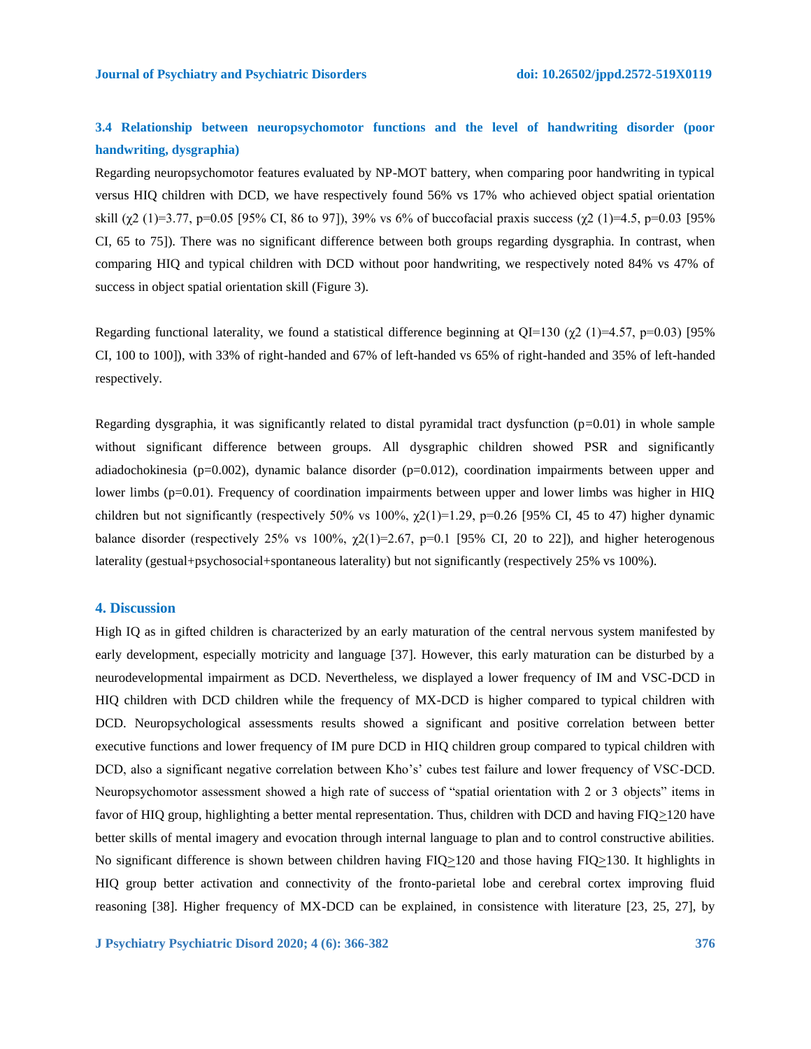### 3.4 Relationship between neuropsychomotor functions and the level of handwriting disorder (poor handwriting, dysgraphia)

Regarding neuropsychomotor features evaluated by NP-MOT battery, when comparing poor handwriting in typical versus HIQ children with DCD, we have respectively found 56% vs 17% who achieved object spatial orientation skill ($\chi2$ (1)=3.77, p=0.05 [95% CI, 86 to 97]), 39% vs 6% of buccofacial praxis success ($\chi2$ (1)=4.5, p=0.03 [95% CI, 65 to 75]). There was no significant difference between both groups regarding dysgraphia. In contrast, when comparing HIQ and typical children with DCD without poor handwriting, we respectively noted 84% vs 47% of success in object spatial orientation skill (Figure 3).

Regarding functional laterality, we found a statistical difference beginning at QI=130 ($\chi2$ (1)=4.57, p=0.03) [95% CI, 100 to 100]), with 33% of right-handed and 67% of left-handed vs 65% of right-handed and 35% of left-handed respectively.

Regarding dysgraphia, it was significantly related to distal pyramidal tract dysfunction (p=0.01) in whole sample without significant difference between groups. All dysgraphic children showed PSR and significantly adiadochokinesia (p=0.002), dynamic balance disorder (p=0.012), coordination impairments between upper and lower limbs (p=0.01). Frequency of coordination impairments between upper and lower limbs was higher in HIQ children but not significantly (respectively 50% vs 100%, $\chi2$(1)=1.29, p=0.26 [95% CI, 45 to 47) higher dynamic balance disorder (respectively 25% vs 100%, $\chi2$(1)=2.67, p=0.1 [95% CI, 20 to 22]), and higher heterogenous laterality (gestual+psychosocial+spontaneous laterality) but not significantly (respectively 25% vs 100%).

## 4. Discussion

High IQ as in gifted children is characterized by an early maturation of the central nervous system manifested by early development, especially motricity and language [37]. However, this early maturation can be disturbed by a neurodevelopmental impairment as DCD. Nevertheless, we displayed a lower frequency of IM and VSC-DCD in HIQ children with DCD children while the frequency of MX-DCD is higher compared to typical children with DCD. Neuropsychological assessments results showed a significant and positive correlation between better executive functions and lower frequency of IM pure DCD in HIQ children group compared to typical children with DCD, also a significant negative correlation between Kho's' cubes test failure and lower frequency of VSC-DCD. Neuropsychomotor assessment showed a high rate of success of "spatial orientation with 2 or 3 objects" items in favor of HIQ group, highlighting a better mental representation. Thus, children with DCD and having FIQ≥120 have better skills of mental imagery and evocation through internal language to plan and to control constructive abilities. No significant difference is shown between children having FIQ≥120 and those having FIQ≥130. It highlights in HIQ group better activation and connectivity of the fronto-parietal lobe and cerebral cortex improving fluid reasoning [38]. Higher frequency of MX-DCD can be explained, in consistence with literature [23, 25, 27], by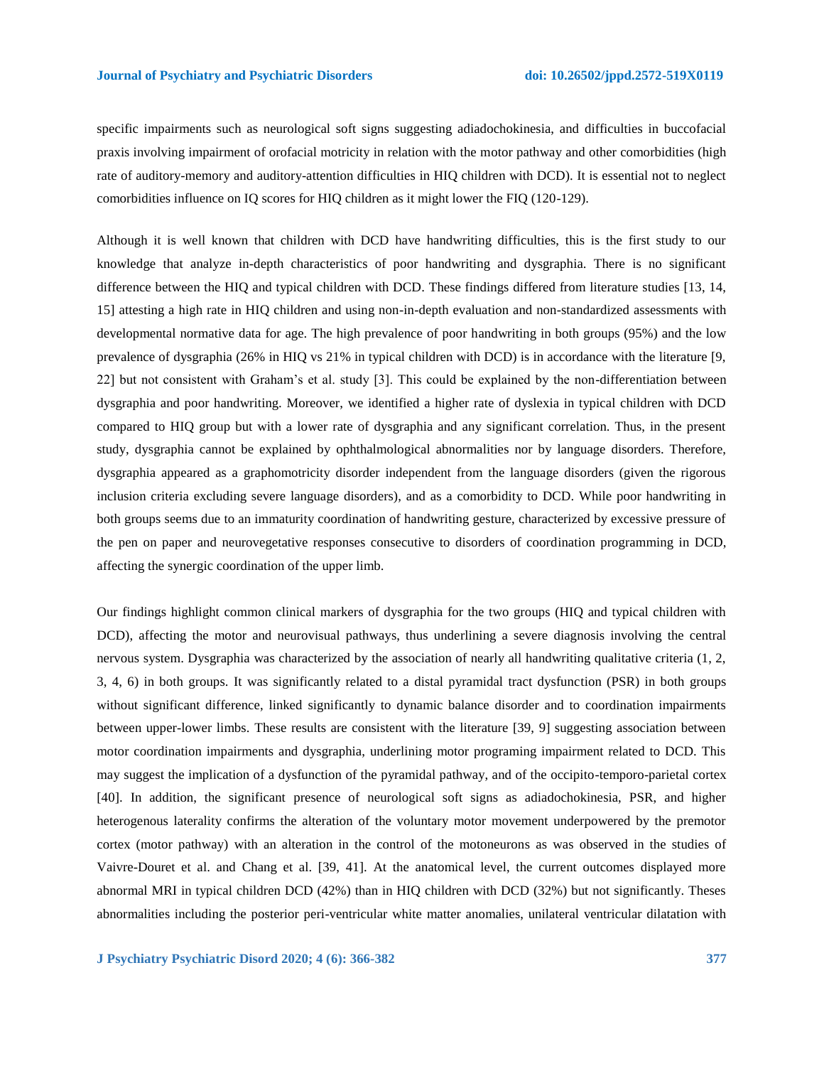specific impairments such as neurological soft signs suggesting adiadochokinesia, and difficulties in buccofacial praxis involving impairment of orofacial motricity in relation with the motor pathway and other comorbidities (high rate of auditory-memory and auditory-attention difficulties in HIQ children with DCD). It is essential not to neglect comorbidities influence on IQ scores for HIQ children as it might lower the FIQ (120-129).

Although it is well known that children with DCD have handwriting difficulties, this is the first study to our knowledge that analyze in-depth characteristics of poor handwriting and dysgraphia. There is no significant difference between the HIQ and typical children with DCD. These findings differed from literature studies [13, 14, 15] attesting a high rate in HIQ children and using non-in-depth evaluation and non-standardized assessments with developmental normative data for age. The high prevalence of poor handwriting in both groups (95%) and the low prevalence of dysgraphia (26% in HIQ vs 21% in typical children with DCD) is in accordance with the literature [9, 22] but not consistent with Graham's et al. study [3]. This could be explained by the non-differentiation between dysgraphia and poor handwriting. Moreover, we identified a higher rate of dyslexia in typical children with DCD compared to HIQ group but with a lower rate of dysgraphia and any significant correlation. Thus, in the present study, dysgraphia cannot be explained by ophthalmological abnormalities nor by language disorders. Therefore, dysgraphia appeared as a graphomotricity disorder independent from the language disorders (given the rigorous inclusion criteria excluding severe language disorders), and as a comorbidity to DCD. While poor handwriting in both groups seems due to an immaturity coordination of handwriting gesture, characterized by excessive pressure of the pen on paper and neurovegetative responses consecutive to disorders of coordination programming in DCD, affecting the synergic coordination of the upper limb.

Our findings highlight common clinical markers of dysgraphia for the two groups (HIQ and typical children with DCD), affecting the motor and neurovisual pathways, thus underlining a severe diagnosis involving the central nervous system. Dysgraphia was characterized by the association of nearly all handwriting qualitative criteria (1, 2, 3, 4, 6) in both groups. It was significantly related to a distal pyramidal tract dysfunction (PSR) in both groups without significant difference, linked significantly to dynamic balance disorder and to coordination impairments between upper-lower limbs. These results are consistent with the literature [39, 9] suggesting association between motor coordination impairments and dysgraphia, underlining motor programing impairment related to DCD. This may suggest the implication of a dysfunction of the pyramidal pathway, and of the occipito-temporo-parietal cortex [40]. In addition, the significant presence of neurological soft signs as adiadochokinesia, PSR, and higher heterogenous laterality confirms the alteration of the voluntary motor movement underpowered by the premotor cortex (motor pathway) with an alteration in the control of the motoneurons as was observed in the studies of Vaivre-Douret et al. and Chang et al. [39, 41]. At the anatomical level, the current outcomes displayed more abnormal MRI in typical children DCD (42%) than in HIQ children with DCD (32%) but not significantly. Theses abnormalities including the posterior peri-ventricular white matter anomalies, unilateral ventricular dilatation with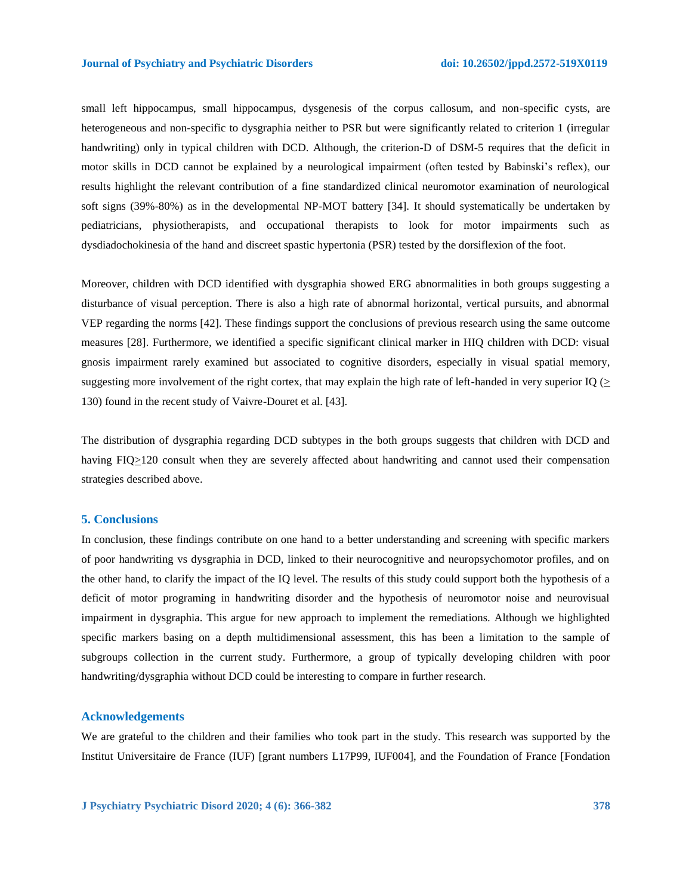small left hippocampus, small hippocampus, dysgenesis of the corpus callosum, and non-specific cysts, are heterogeneous and non-specific to dysgraphia neither to PSR but were significantly related to criterion 1 (irregular handwriting) only in typical children with DCD. Although, the criterion-D of DSM-5 requires that the deficit in motor skills in DCD cannot be explained by a neurological impairment (often tested by Babinski's reflex), our results highlight the relevant contribution of a fine standardized clinical neuromotor examination of neurological soft signs (39%-80%) as in the developmental NP-MOT battery [34]. It should systematically be undertaken by pediatricians, physiotherapists, and occupational therapists to look for motor impairments such as dysdiadochokinesia of the hand and discreet spastic hypertonia (PSR) tested by the dorsiflexion of the foot.

Moreover, children with DCD identified with dysgraphia showed ERG abnormalities in both groups suggesting a disturbance of visual perception. There is also a high rate of abnormal horizontal, vertical pursuits, and abnormal VEP regarding the norms [42]. These findings support the conclusions of previous research using the same outcome measures [28]. Furthermore, we identified a specific significant clinical marker in HIQ children with DCD: visual gnosis impairment rarely examined but associated to cognitive disorders, especially in visual spatial memory, suggesting more involvement of the right cortex, that may explain the high rate of left-handed in very superior IQ ($\geq$ 130) found in the recent study of Vaivre-Douret et al. [43].

The distribution of dysgraphia regarding DCD subtypes in the both groups suggests that children with DCD and having FIQ$\geq$120 consult when they are severely affected about handwriting and cannot used their compensation strategies described above.

## 5. Conclusions

In conclusion, these findings contribute on one hand to a better understanding and screening with specific markers of poor handwriting vs dysgraphia in DCD, linked to their neurocognitive and neuropsychomotor profiles, and on the other hand, to clarify the impact of the IQ level. The results of this study could support both the hypothesis of a deficit of motor programing in handwriting disorder and the hypothesis of neuromotor noise and neurovisual impairment in dysgraphia. This argue for new approach to implement the remediations. Although we highlighted specific markers basing on a depth multidimensional assessment, this has been a limitation to the sample of subgroups collection in the current study. Furthermore, a group of typically developing children with poor handwriting/dysgraphia without DCD could be interesting to compare in further research.

## Acknowledgements

We are grateful to the children and their families who took part in the study. This research was supported by the Institut Universitaire de France (IUF) [grant numbers L17P99, IUF004], and the Foundation of France [Fondation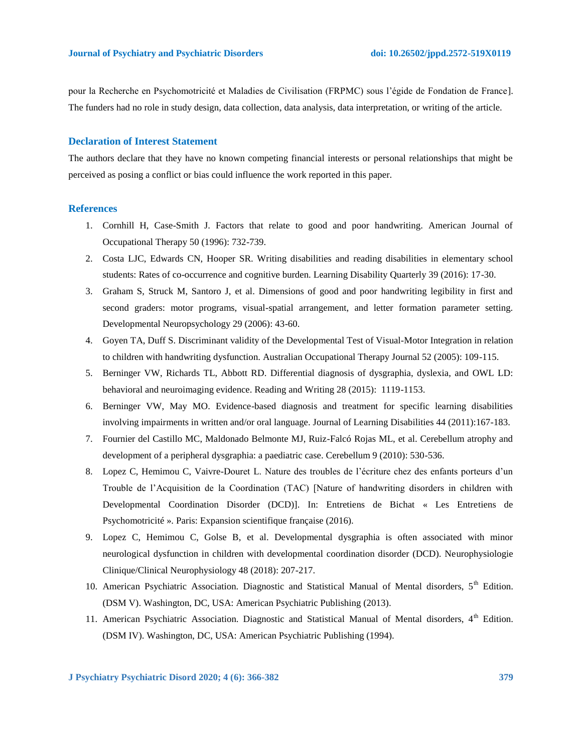pour la Recherche en Psychomotricité et Maladies de Civilisation (FRPMC) sous l'égide de Fondation de France]. The funders had no role in study design, data collection, data analysis, data interpretation, or writing of the article.

## Declaration of Interest Statement

The authors declare that they have no known competing financial interests or personal relationships that might be perceived as posing a conflict or bias could influence the work reported in this paper.

## References

1. Cornhill H, Case-Smith J. Factors that relate to good and poor handwriting. American Journal of Occupational Therapy 50 (1996): 732-739.
2. Costa LJC, Edwards CN, Hooper SR. Writing disabilities and reading disabilities in elementary school students: Rates of co-occurrence and cognitive burden. Learning Disability Quarterly 39 (2016): 17-30.
3. Graham S, Struck M, Santoro J, et al. Dimensions of good and poor handwriting legibility in first and second graders: motor programs, visual-spatial arrangement, and letter formation parameter setting. Developmental Neuropsychology 29 (2006): 43-60.
4. Goyen TA, Duff S. Discriminant validity of the Developmental Test of Visual-Motor Integration in relation to children with handwriting dysfunction. Australian Occupational Therapy Journal 52 (2005): 109-115.
5. Berninger VW, Richards TL, Abbott RD. Differential diagnosis of dysgraphia, dyslexia, and OWL LD: behavioral and neuroimaging evidence. Reading and Writing 28 (2015): 1119-1153.
6. Berninger VW, May MO. Evidence-based diagnosis and treatment for specific learning disabilities involving impairments in written and/or oral language. Journal of Learning Disabilities 44 (2011):167-183.
7. Fournier del Castillo MC, Maldonado Belmonte MJ, Ruiz-Falcó Rojas ML, et al. Cerebellum atrophy and development of a peripheral dysgraphia: a paediatric case. Cerebellum 9 (2010): 530-536.
8. Lopez C, Hemimou C, Vaivre-Douret L. Nature des troubles de l'écriture chez des enfants porteurs d'un Trouble de l'Acquisition de la Coordination (TAC) [Nature of handwriting disorders in children with Developmental Coordination Disorder (DCD)]. In: Entretiens de Bichat « Les Entretiens de Psychomotricité ». Paris: Expansion scientifique française (2016).
9. Lopez C, Hemimou C, Golse B, et al. Developmental dysgraphia is often associated with minor neurological dysfunction in children with developmental coordination disorder (DCD). Neurophysiologie Clinique/Clinical Neurophysiology 48 (2018): 207-217.
10. American Psychiatric Association. Diagnostic and Statistical Manual of Mental disorders, 5th Edition. (DSM V). Washington, DC, USA: American Psychiatric Publishing (2013).
11. American Psychiatric Association. Diagnostic and Statistical Manual of Mental disorders, 4th Edition. (DSM IV). Washington, DC, USA: American Psychiatric Publishing (1994).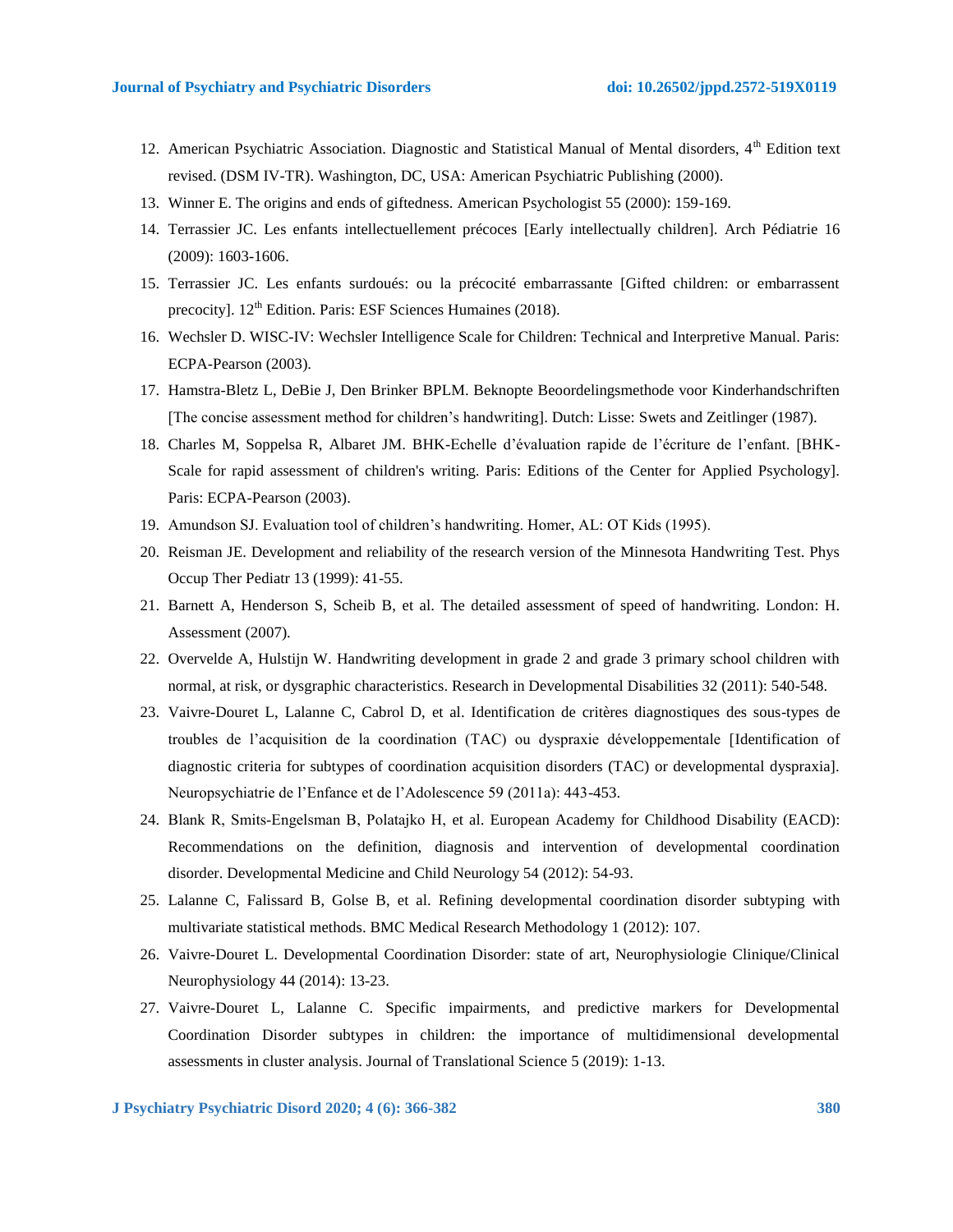12. American Psychiatric Association. Diagnostic and Statistical Manual of Mental disorders, 4th Edition text revised. (DSM IV-TR). Washington, DC, USA: American Psychiatric Publishing (2000).
13. Winner E. The origins and ends of giftedness. American Psychologist 55 (2000): 159-169.
14. Terrassier JC. Les enfants intellectuellement précoces [Early intellectually children]. Arch Pédiatrie 16 (2009): 1603-1606.
15. Terrassier JC. Les enfants surdoués: ou la précocité embarrassante [Gifted children: or embarrassent precocity]. 12th Edition. Paris: ESF Sciences Humaines (2018).
16. Wechsler D. WISC-IV: Wechsler Intelligence Scale for Children: Technical and Interpretive Manual. Paris: ECPA-Pearson (2003).
17. Hamstra-Bletz L, DeBie J, Den Brinker BPLM. Beknopte Beoordelingsmethode voor Kinderhandschriften [The concise assessment method for children's handwriting]. Dutch: Lisse: Swets and Zeitlinger (1987).
18. Charles M, Soppelsa R, Albaret JM. BHK-Echelle d'évaluation rapide de l'écriture de l'enfant. [BHK-Scale for rapid assessment of children's writing. Paris: Editions of the Center for Applied Psychology]. Paris: ECPA-Pearson (2003).
19. Amundson SJ. Evaluation tool of children's handwriting. Homer, AL: OT Kids (1995).
20. Reisman JE. Development and reliability of the research version of the Minnesota Handwriting Test. Phys Occup Ther Pediatr 13 (1999): 41-55.
21. Barnett A, Henderson S, Scheib B, et al. The detailed assessment of speed of handwriting. London: H. Assessment (2007).
22. Overvelde A, Hulstijn W. Handwriting development in grade 2 and grade 3 primary school children with normal, at risk, or dysgraphic characteristics. Research in Developmental Disabilities 32 (2011): 540-548.
23. Vaivre-Douret L, Lalanne C, Cabrol D, et al. Identification de critères diagnostiques des sous-types de troubles de l'acquisition de la coordination (TAC) ou dyspraxie développementale [Identification of diagnostic criteria for subtypes of coordination acquisition disorders (TAC) or developmental dyspraxia]. Neuropsychiatrie de l'Enfance et de l'Adolescence 59 (2011a): 443-453.
24. Blank R, Smits-Engelsman B, Polatajko H, et al. European Academy for Childhood Disability (EACD): Recommendations on the definition, diagnosis and intervention of developmental coordination disorder. Developmental Medicine and Child Neurology 54 (2012): 54-93.
25. Lalanne C, Falissard B, Golse B, et al. Refining developmental coordination disorder subtyping with multivariate statistical methods. BMC Medical Research Methodology 1 (2012): 107.
26. Vaivre-Douret L. Developmental Coordination Disorder: state of art, Neurophysiologie Clinique/Clinical Neurophysiology 44 (2014): 13-23.
27. Vaivre-Douret L, Lalanne C. Specific impairments, and predictive markers for Developmental Coordination Disorder subtypes in children: the importance of multidimensional developmental assessments in cluster analysis. Journal of Translational Science 5 (2019): 1-13.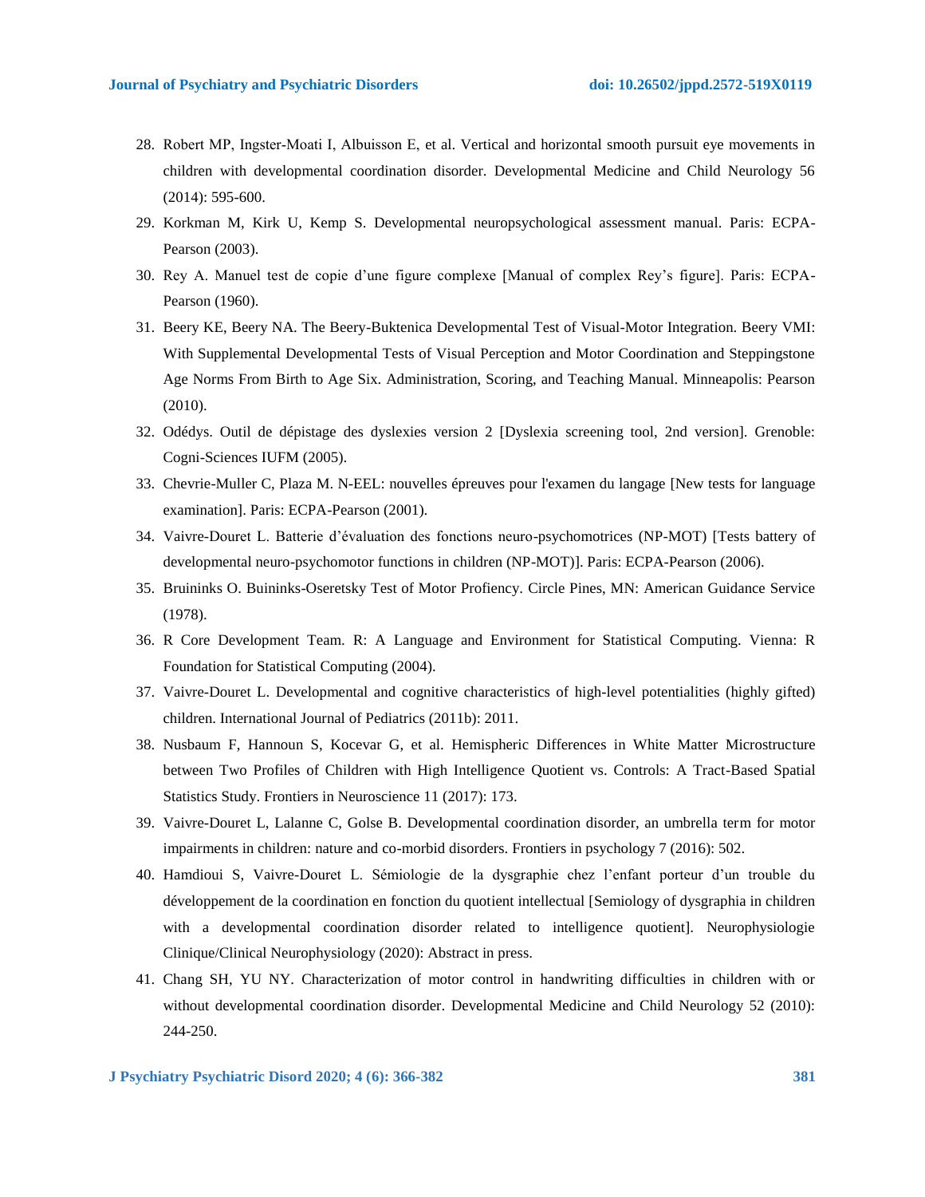28. Robert MP, Ingster-Moati I, Albuisson E, et al. Vertical and horizontal smooth pursuit eye movements in children with developmental coordination disorder. Developmental Medicine and Child Neurology 56 (2014): 595-600.
29. Korkman M, Kirk U, Kemp S. Developmental neuropsychological assessment manual. Paris: ECPA-Pearson (2003).
30. Rey A. Manuel test de copie d'une figure complexe [Manual of complex Rey's figure]. Paris: ECPA-Pearson (1960).
31. Beery KE, Beery NA. The Beery-Buktenica Developmental Test of Visual-Motor Integration. Beery VMI: With Supplemental Developmental Tests of Visual Perception and Motor Coordination and Steppingstone Age Norms From Birth to Age Six. Administration, Scoring, and Teaching Manual. Minneapolis: Pearson (2010).
32. Odédys. Outil de dépistage des dyslexies version 2 [Dyslexia screening tool, 2nd version]. Grenoble: Cogni-Sciences IUFM (2005).
33. Chevrie-Muller C, Plaza M. N-EEL: nouvelles épreuves pour l'examen du langage [New tests for language examination]. Paris: ECPA-Pearson (2001).
34. Vaivre-Douret L. Batterie d'évaluation des fonctions neuro-psychomotrices (NP-MOT) [Tests battery of developmental neuro-psychomotor functions in children (NP-MOT)]. Paris: ECPA-Pearson (2006).
35. Bruininks O. Buininks-Oseretsky Test of Motor Profiency. Circle Pines, MN: American Guidance Service (1978).
36. R Core Development Team. R: A Language and Environment for Statistical Computing. Vienna: R Foundation for Statistical Computing (2004).
37. Vaivre-Douret L. Developmental and cognitive characteristics of high-level potentialities (highly gifted) children. International Journal of Pediatrics (2011b): 2011.
38. Nusbaum F, Hannoun S, Kocevar G, et al. Hemispheric Differences in White Matter Microstructure between Two Profiles of Children with High Intelligence Quotient vs. Controls: A Tract-Based Spatial Statistics Study. Frontiers in Neuroscience 11 (2017): 173.
39. Vaivre-Douret L, Lalanne C, Golse B. Developmental coordination disorder, an umbrella term for motor impairments in children: nature and co-morbid disorders. Frontiers in psychology 7 (2016): 502.
40. Hamdioui S, Vaivre-Douret L. Sémiologie de la dysgraphie chez l'enfant porteur d'un trouble du développement de la coordination en fonction du quotient intellectual [Semiology of dysgraphia in children with a developmental coordination disorder related to intelligence quotient]. Neurophysiologie Clinique/Clinical Neurophysiology (2020): Abstract in press.
41. Chang SH, YU NY. Characterization of motor control in handwriting difficulties in children with or without developmental coordination disorder. Developmental Medicine and Child Neurology 52 (2010): 244-250.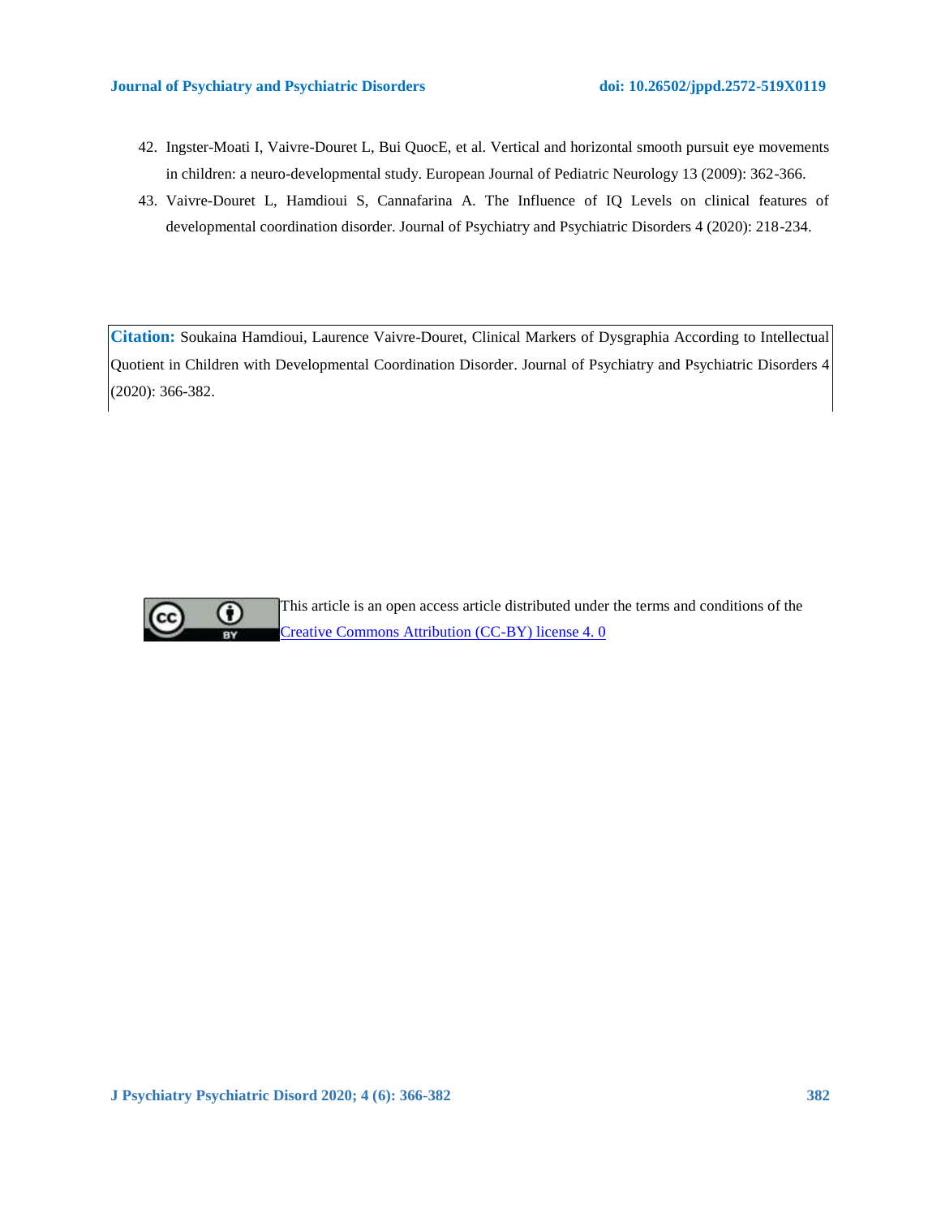42. Ingster-Moati I, Vaivre-Douret L, Bui QuocE, et al. Vertical and horizontal smooth pursuit eye movements in children: a neuro-developmental study. European Journal of Pediatric Neurology 13 (2009): 362-366.
43. Vaivre-Douret L, Hamdioui S, Cannafarina A. The Influence of IQ Levels on clinical features of developmental coordination disorder. Journal of Psychiatry and Psychiatric Disorders 4 (2020): 218-234.

**Citation:** Soukaina Hamdioui, Laurence Vaivre-Douret, Clinical Markers of Dysgraphia According to Intellectual Quotient in Children with Developmental Coordination Disorder. Journal of Psychiatry and Psychiatric Disorders 4 (2020): 366-382.

This article is an open access article distributed under the terms and conditions of the Creative Commons Attribution (CC-BY) license 4. 0